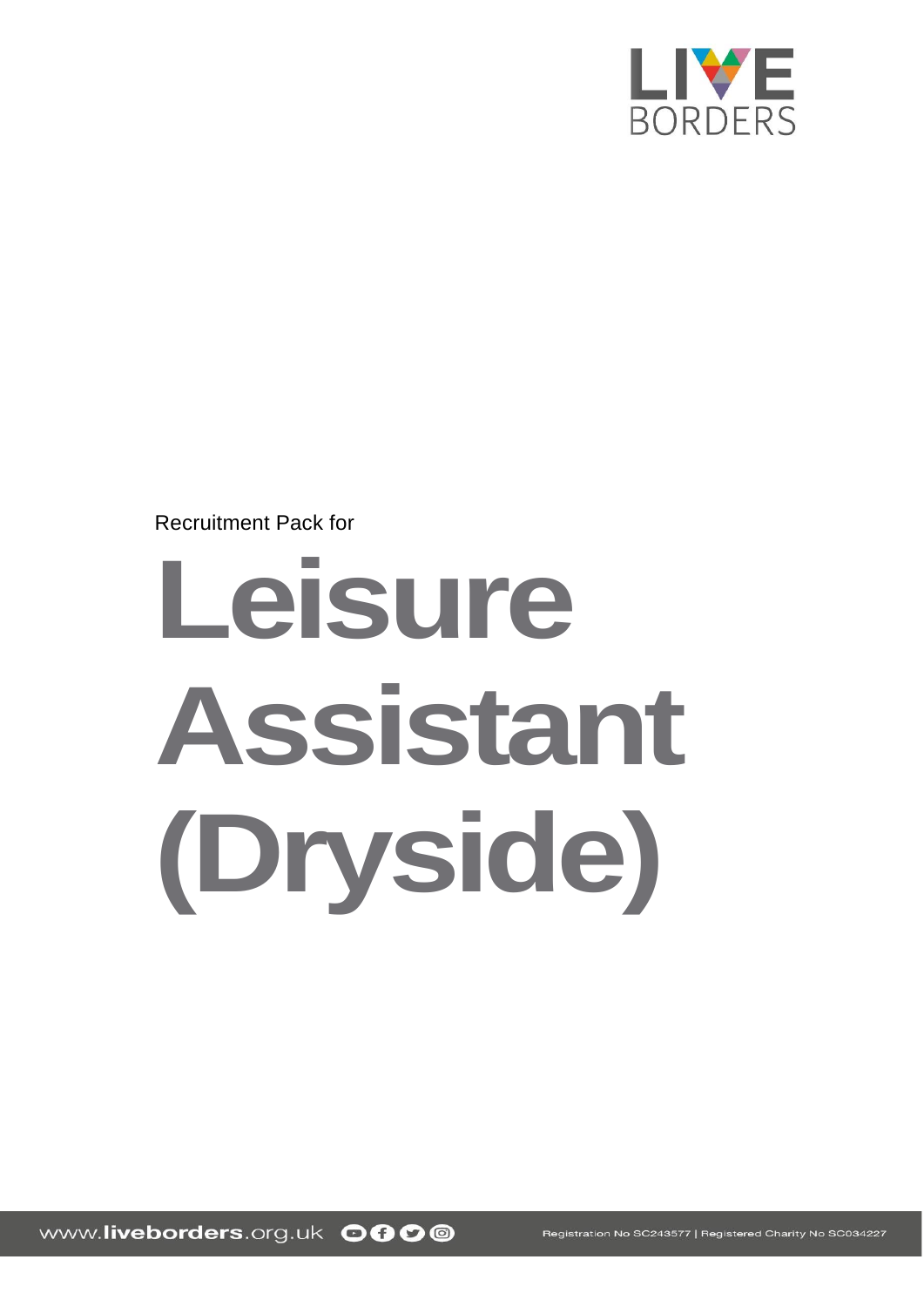LIVE BORDERS

Recruitment Pack for

# Leisure Assistant (Dryside)

www.liveborders.org.uk

Registration No SC243577 | Registered Charity No SC034227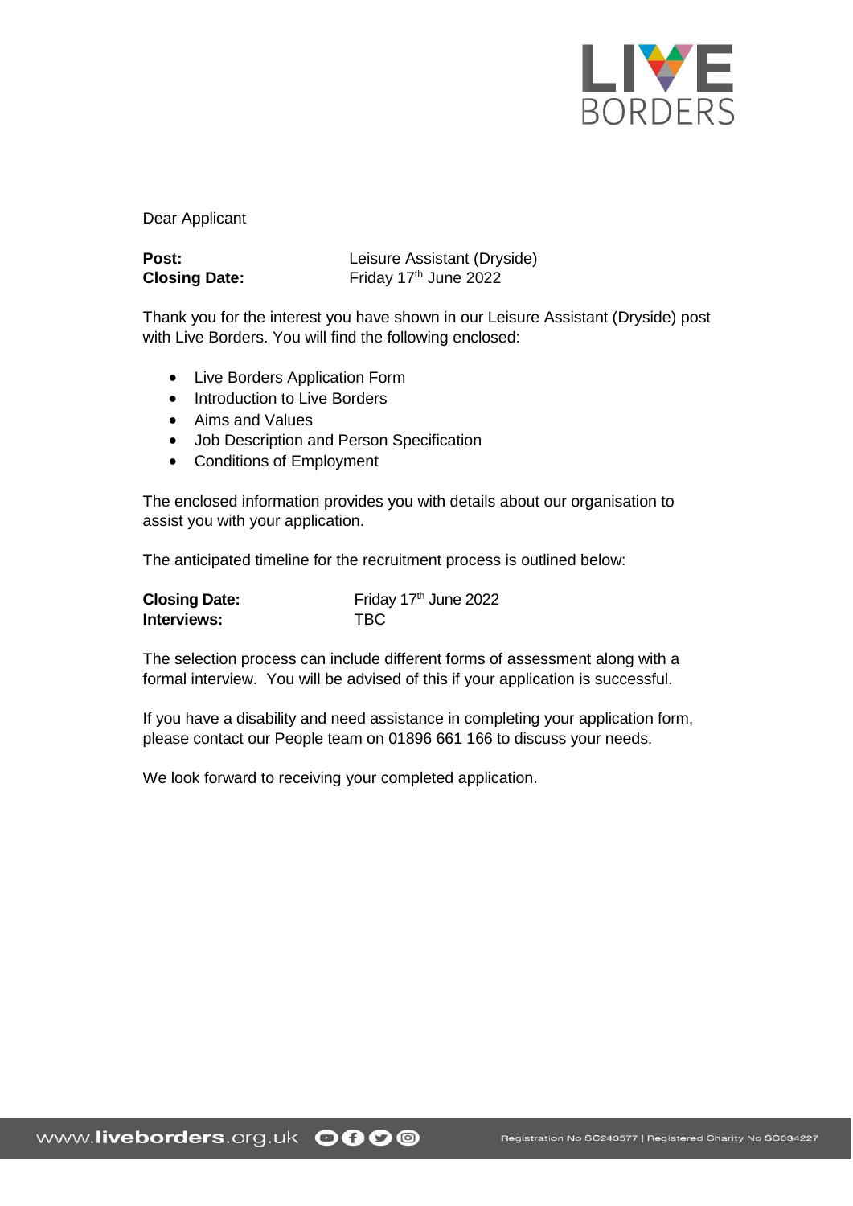Dear Applicant

| | |
|---|---|
| **Post:** | Leisure Assistant (Dryside) |
| **Closing Date:** | Friday 17th June 2022 |

Thank you for the interest you have shown in our Leisure Assistant (Dryside) post with Live Borders. You will find the following enclosed:

- Live Borders Application Form
- Introduction to Live Borders
- Aims and Values
- Job Description and Person Specification
- Conditions of Employment

The enclosed information provides you with details about our organisation to assist you with your application.

The anticipated timeline for the recruitment process is outlined below:

| | |
|---|---|
| **Closing Date:** | Friday 17th June 2022 |
| **Interviews:** | TBC |

The selection process can include different forms of assessment along with a formal interview. You will be advised of this if your application is successful.

If you have a disability and need assistance in completing your application form, please contact our People team on 01896 661 166 to discuss your needs.

We look forward to receiving your completed application.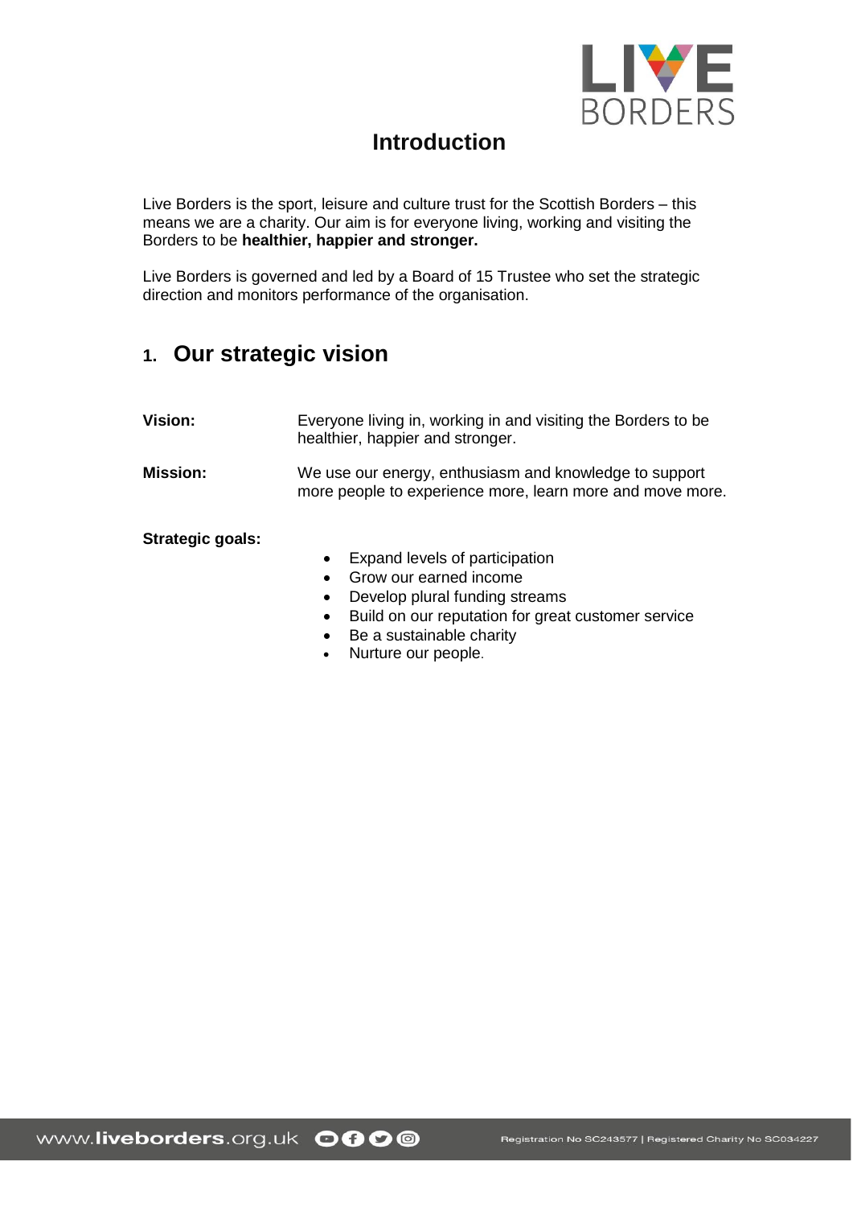# Introduction

Live Borders is the sport, leisure and culture trust for the Scottish Borders – this means we are a charity. Our aim is for everyone living, working and visiting the Borders to be **healthier, happier and stronger.**

Live Borders is governed and led by a Board of 15 Trustee who set the strategic direction and monitors performance of the organisation.

## 1. Our strategic vision

**Vision:** Everyone living in, working in and visiting the Borders to be healthier, happier and stronger.

**Mission:** We use our energy, enthusiasm and knowledge to support more people to experience more, learn more and move more.

**Strategic goals:**

- Expand levels of participation
- Grow our earned income
- Develop plural funding streams
- Build on our reputation for great customer service
- Be a sustainable charity
- Nurture our people.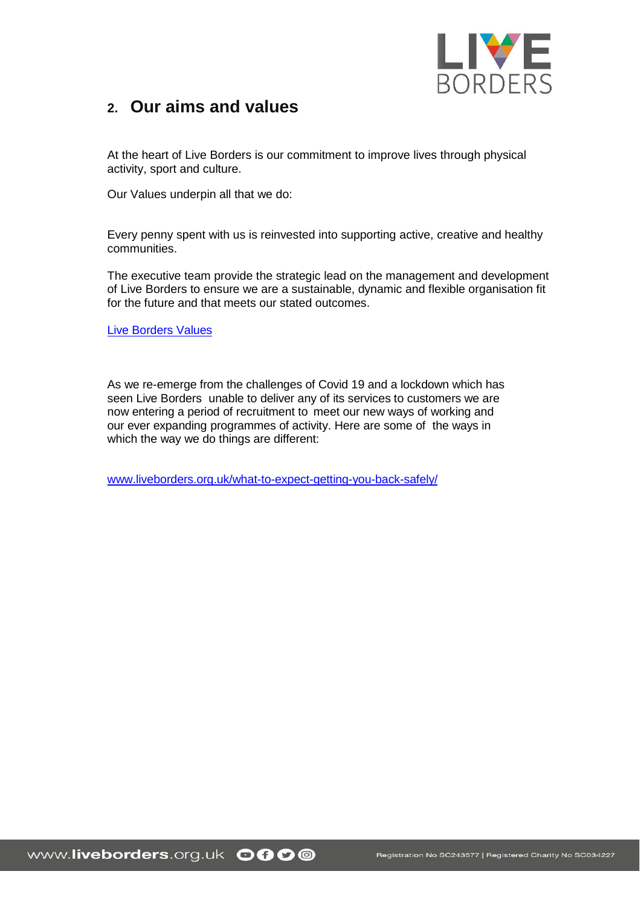## 2. Our aims and values

At the heart of Live Borders is our commitment to improve lives through physical activity, sport and culture.

Our Values underpin all that we do:

Every penny spent with us is reinvested into supporting active, creative and healthy communities.

The executive team provide the strategic lead on the management and development of Live Borders to ensure we are a sustainable, dynamic and flexible organisation fit for the future and that meets our stated outcomes.

Live Borders Values

As we re-emerge from the challenges of Covid 19 and a lockdown which has seen Live Borders  unable to deliver any of its services to customers we are now entering a period of recruitment to  meet our new ways of working and our ever expanding programmes of activity. Here are some of  the ways in which the way we do things are different:

www.liveborders.org.uk/what-to-expect-getting-you-back-safely/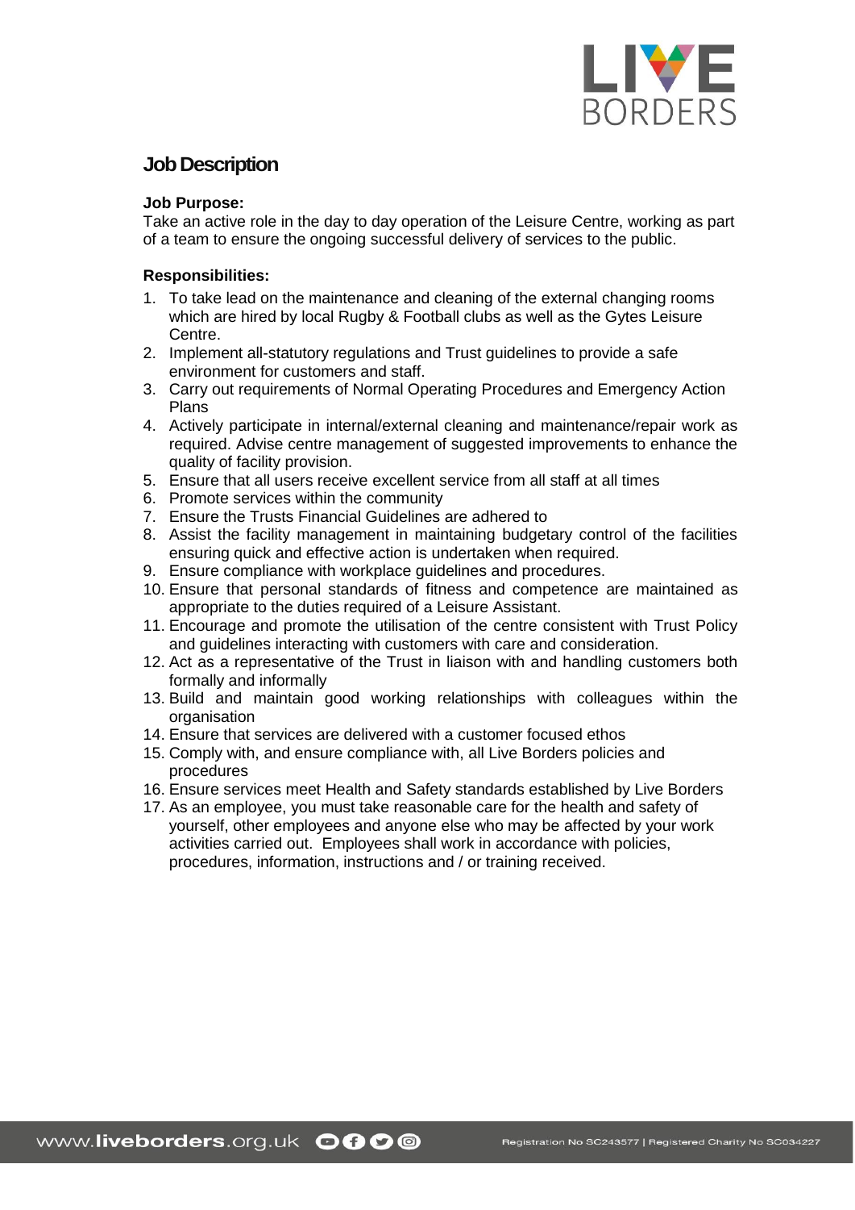# Job Description

**Job Purpose:**

Take an active role in the day to day operation of the Leisure Centre, working as part of a team to ensure the ongoing successful delivery of services to the public.

**Responsibilities:**

1. To take lead on the maintenance and cleaning of the external changing rooms which are hired by local Rugby & Football clubs as well as the Gytes Leisure Centre.
2. Implement all-statutory regulations and Trust guidelines to provide a safe environment for customers and staff.
3. Carry out requirements of Normal Operating Procedures and Emergency Action Plans
4. Actively participate in internal/external cleaning and maintenance/repair work as required. Advise centre management of suggested improvements to enhance the quality of facility provision.
5. Ensure that all users receive excellent service from all staff at all times
6. Promote services within the community
7. Ensure the Trusts Financial Guidelines are adhered to
8. Assist the facility management in maintaining budgetary control of the facilities ensuring quick and effective action is undertaken when required.
9. Ensure compliance with workplace guidelines and procedures.
10. Ensure that personal standards of fitness and competence are maintained as appropriate to the duties required of a Leisure Assistant.
11. Encourage and promote the utilisation of the centre consistent with Trust Policy and guidelines interacting with customers with care and consideration.
12. Act as a representative of the Trust in liaison with and handling customers both formally and informally
13. Build and maintain good working relationships with colleagues within the organisation
14. Ensure that services are delivered with a customer focused ethos
15. Comply with, and ensure compliance with, all Live Borders policies and procedures
16. Ensure services meet Health and Safety standards established by Live Borders
17. As an employee, you must take reasonable care for the health and safety of yourself, other employees and anyone else who may be affected by your work activities carried out. Employees shall work in accordance with policies, procedures, information, instructions and / or training received.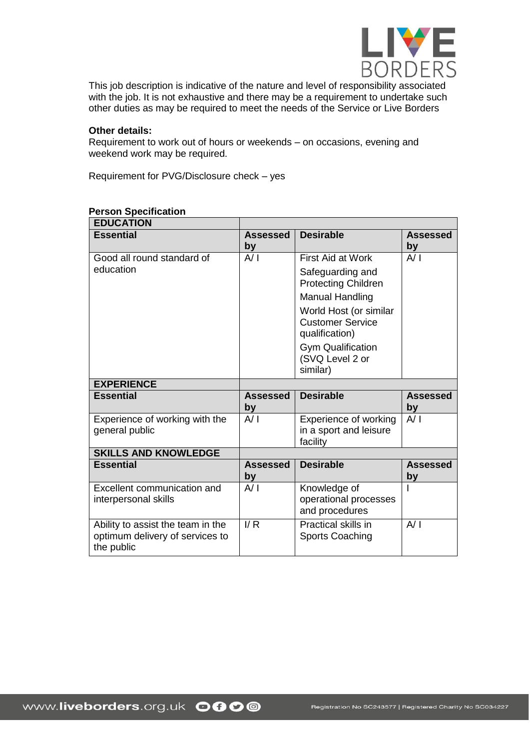This job description is indicative of the nature and level of responsibility associated with the job. It is not exhaustive and there may be a requirement to undertake such other duties as may be required to meet the needs of the Service or Live Borders

**Other details:**
Requirement to work out of hours or weekends – on occasions, evening and weekend work may be required.

Requirement for PVG/Disclosure check – yes

**Person Specification**

| **EDUCATION** | | | |
|---|---|---|---|
| **Essential** | **Assessed by** | **Desirable** | **Assessed by** |
| Good all round standard of education | A/ I | First Aid at Work<br>Safeguarding and Protecting Children<br>Manual Handling<br>World Host (or similar Customer Service qualification)<br>Gym Qualification (SVQ Level 2 or similar) | A/ I |
| **EXPERIENCE** | | | |
| **Essential** | **Assessed by** | **Desirable** | **Assessed by** |
| Experience of working with the general public | A/ I | Experience of working in a sport and leisure facility | A/ I |
| **SKILLS AND KNOWLEDGE** | | | |
| **Essential** | **Assessed by** | **Desirable** | **Assessed by** |
| Excellent communication and interpersonal skills | A/ I | Knowledge of operational processes and procedures | I |
| Ability to assist the team in the optimum delivery of services to the public | I/ R | Practical skills in Sports Coaching | A/ I |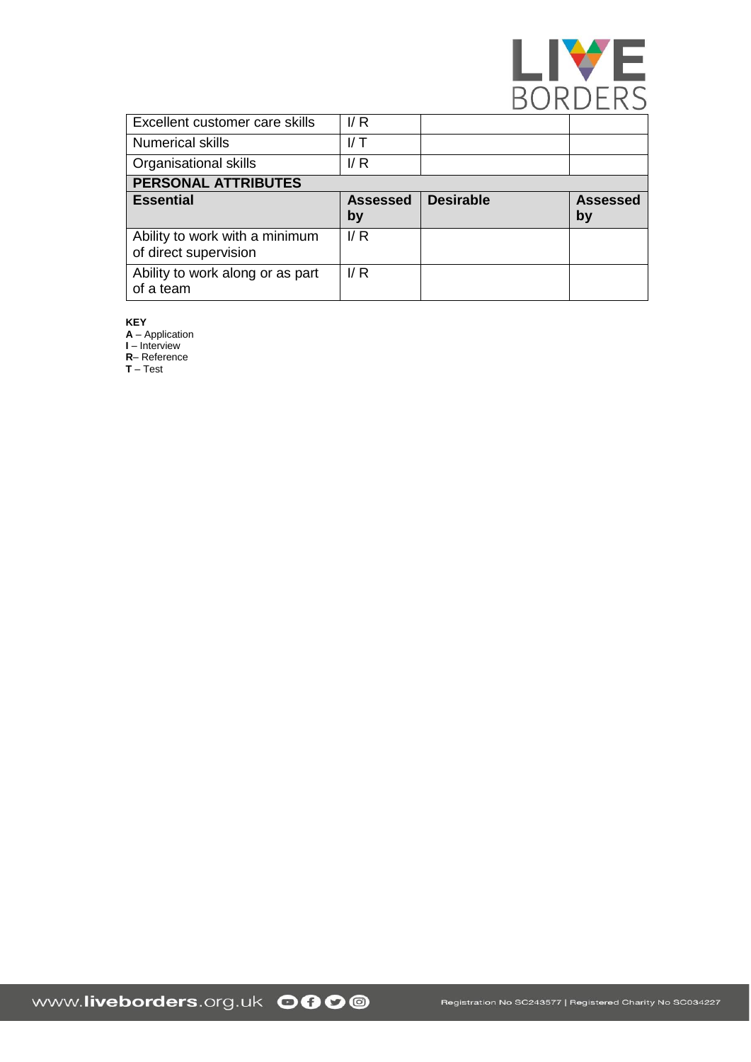| Excellent customer care skills | I/ R | | |
|---|---|---|---|
| Numerical skills | I/ T | | |
| Organisational skills | I/ R | | |
| **PERSONAL ATTRIBUTES** | | | |
| **Essential** | **Assessed by** | **Desirable** | **Assessed by** |
| Ability to work with a minimum of direct supervision | I/ R | | |
| Ability to work along or as part of a team | I/ R | | |

**KEY**
**A** – Application
**I** – Interview
**R**– Reference
**T** – Test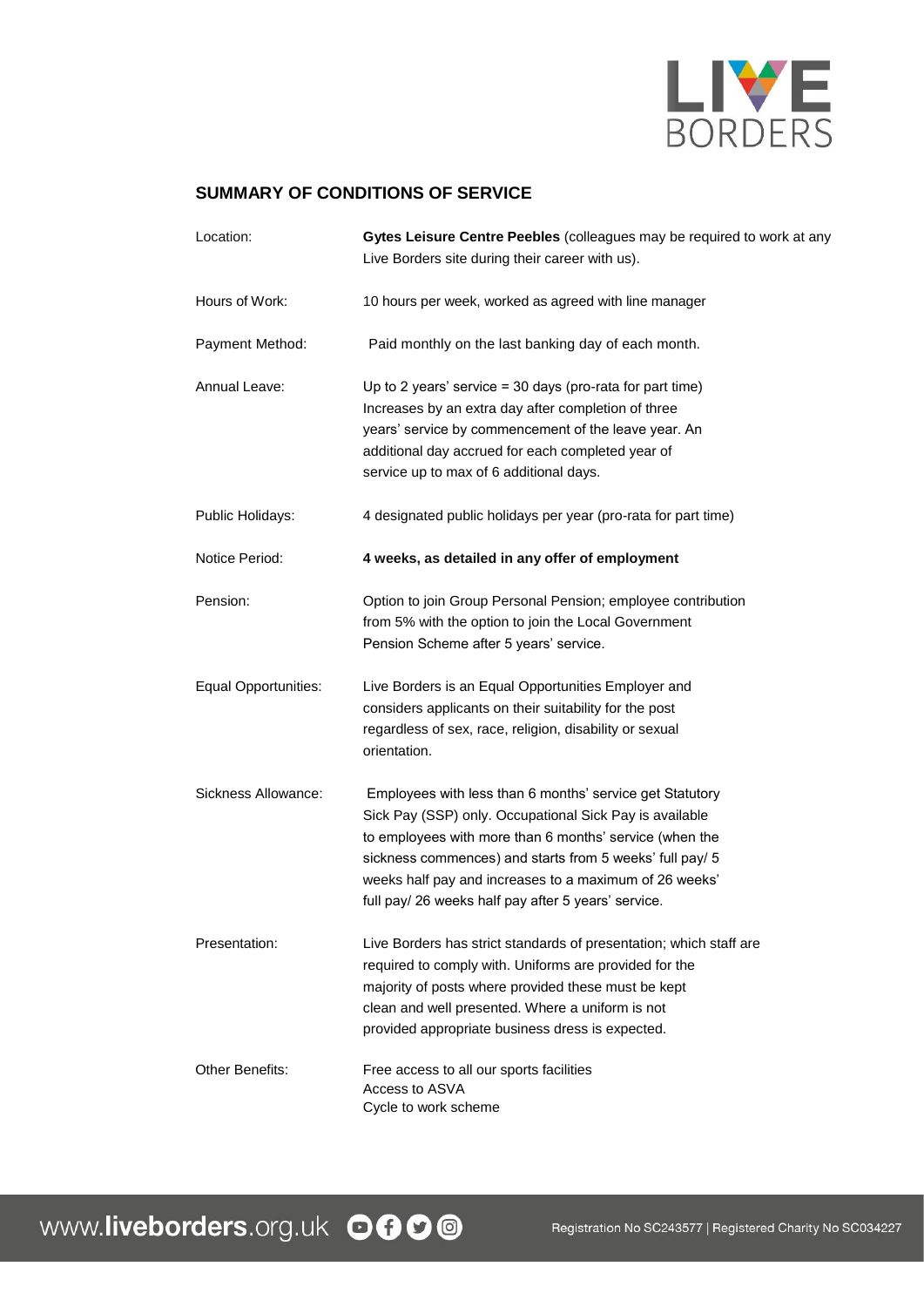## SUMMARY OF CONDITIONS OF SERVICE

| | |
|---|---|
| Location: | **Gytes Leisure Centre Peebles** (colleagues may be required to work at any Live Borders site during their career with us). |
| Hours of Work: | 10 hours per week, worked as agreed with line manager |
| Payment Method: | Paid monthly on the last banking day of each month. |
| Annual Leave: | Up to 2 years' service = 30 days (pro-rata for part time) Increases by an extra day after completion of three years' service by commencement of the leave year. An additional day accrued for each completed year of service up to max of 6 additional days. |
| Public Holidays: | 4 designated public holidays per year (pro-rata for part time) |
| Notice Period: | **4 weeks, as detailed in any offer of employment** |
| Pension: | Option to join Group Personal Pension; employee contribution from 5% with the option to join the Local Government Pension Scheme after 5 years' service. |
| Equal Opportunities: | Live Borders is an Equal Opportunities Employer and considers applicants on their suitability for the post regardless of sex, race, religion, disability or sexual orientation. |
| Sickness Allowance: | Employees with less than 6 months' service get Statutory Sick Pay (SSP) only. Occupational Sick Pay is available to employees with more than 6 months' service (when the sickness commences) and starts from 5 weeks' full pay/ 5 weeks half pay and increases to a maximum of 26 weeks' full pay/ 26 weeks half pay after 5 years' service. |
| Presentation: | Live Borders has strict standards of presentation; which staff are required to comply with. Uniforms are provided for the majority of posts where provided these must be kept clean and well presented. Where a uniform is not provided appropriate business dress is expected. |
| Other Benefits: | Free access to all our sports facilities<br>Access to ASVA<br>Cycle to work scheme |

www.liveborders.org.uk

Registration No SC243577 | Registered Charity No SC034227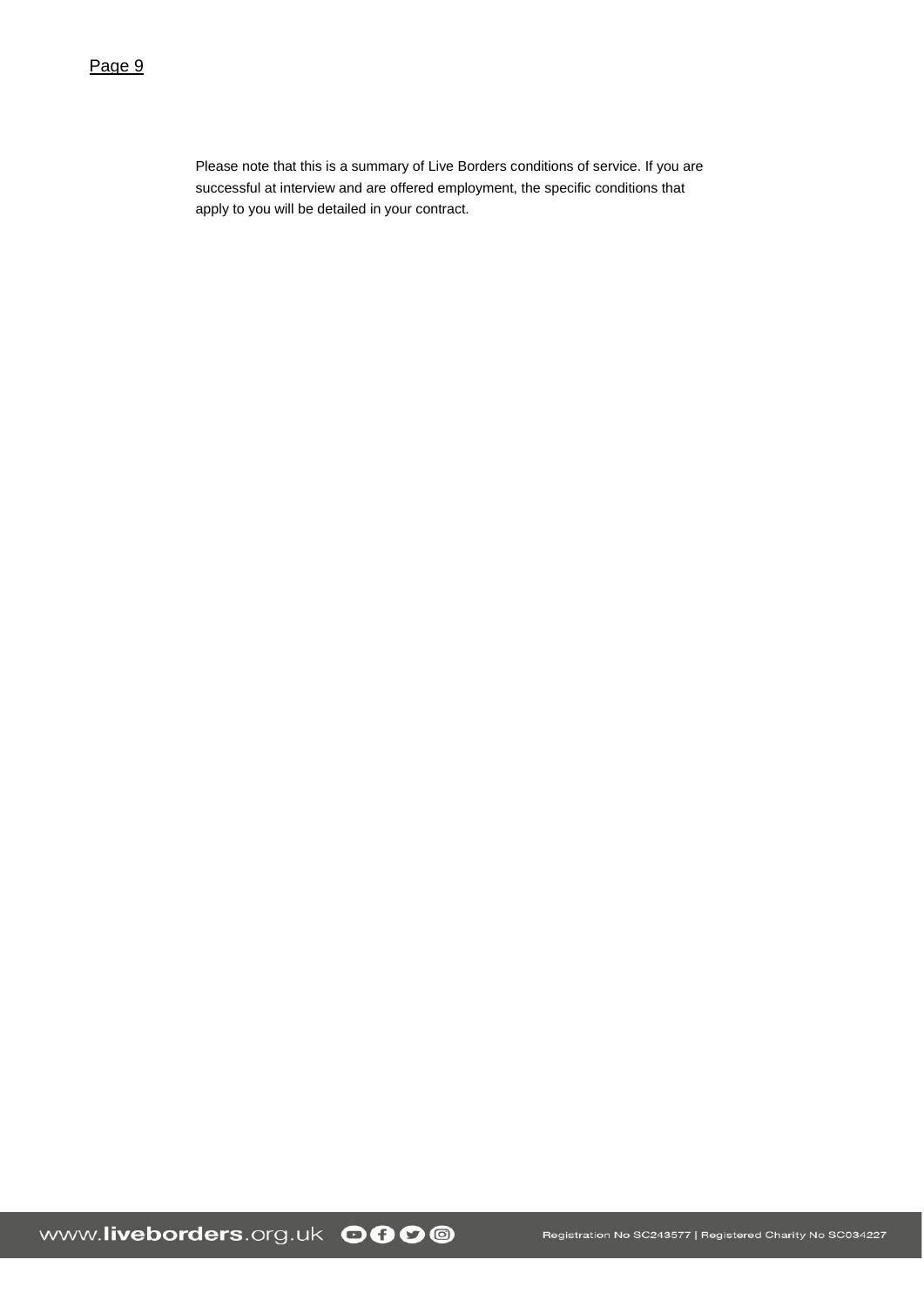Please note that this is a summary of Live Borders conditions of service. If you are successful at interview and are offered employment, the specific conditions that apply to you will be detailed in your contract.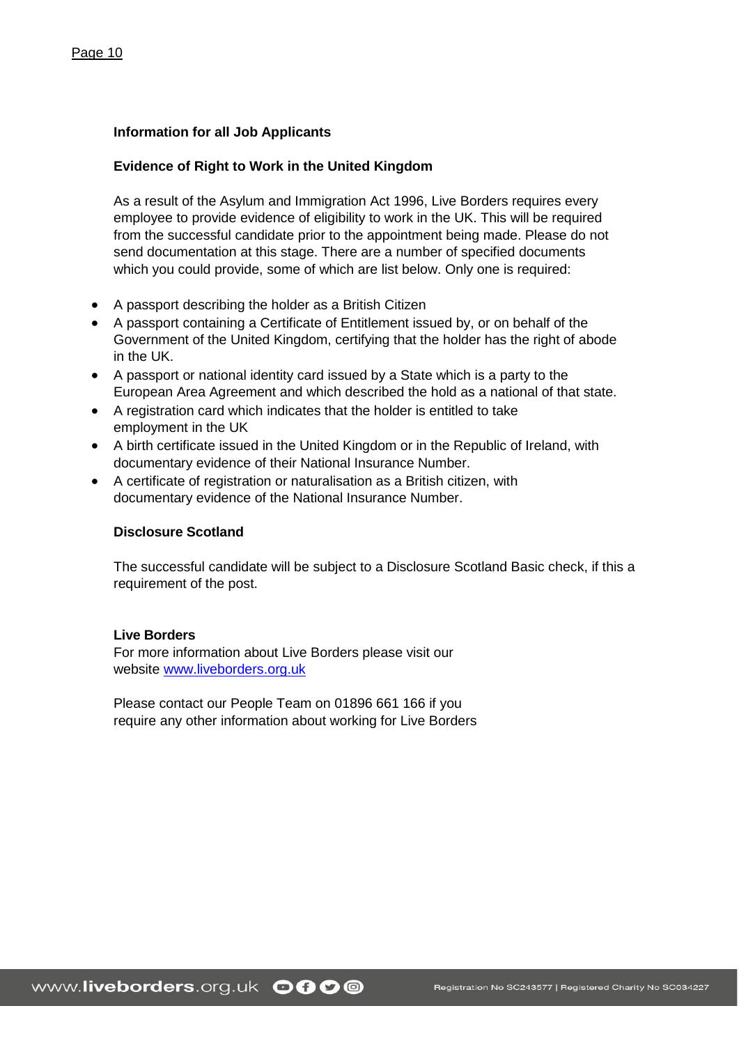### Information for all Job Applicants

### Evidence of Right to Work in the United Kingdom

As a result of the Asylum and Immigration Act 1996, Live Borders requires every employee to provide evidence of eligibility to work in the UK. This will be required from the successful candidate prior to the appointment being made. Please do not send documentation at this stage. There are a number of specified documents which you could provide, some of which are list below. Only one is required:

- A passport describing the holder as a British Citizen
- A passport containing a Certificate of Entitlement issued by, or on behalf of the Government of the United Kingdom, certifying that the holder has the right of abode in the UK.
- A passport or national identity card issued by a State which is a party to the European Area Agreement and which described the hold as a national of that state.
- A registration card which indicates that the holder is entitled to take employment in the UK
- A birth certificate issued in the United Kingdom or in the Republic of Ireland, with documentary evidence of their National Insurance Number.
- A certificate of registration or naturalisation as a British citizen, with documentary evidence of the National Insurance Number.

### Disclosure Scotland

The successful candidate will be subject to a Disclosure Scotland Basic check, if this a requirement of the post.

**Live Borders**
For more information about Live Borders please visit our website [www.liveborders.org.uk](http://www.liveborders.org.uk)

Please contact our People Team on 01896 661 166 if you require any other information about working for Live Borders